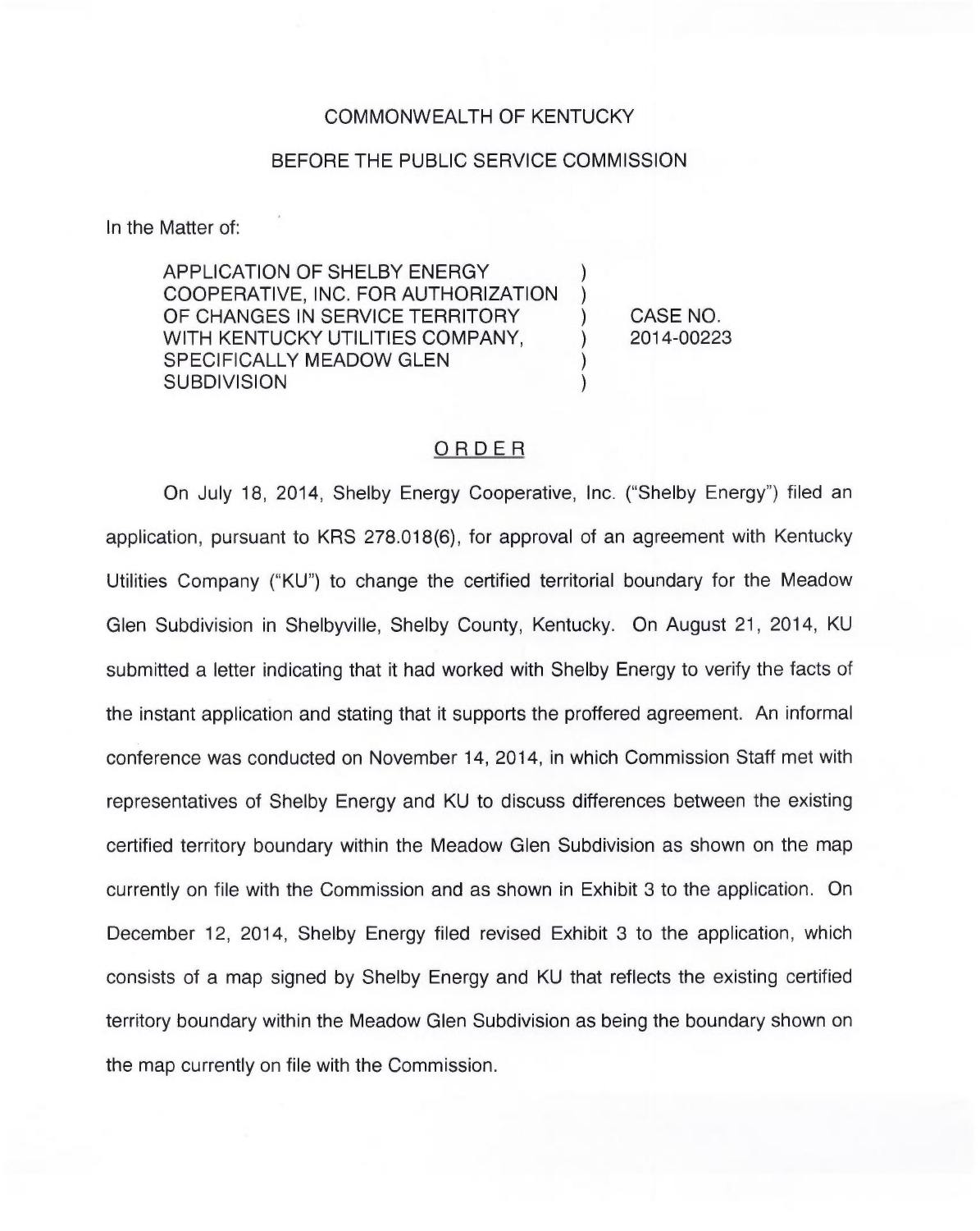COMMONWEALTH OF KENTUCKY

BEFORE THE PUBLIC SERVICE COMMISSION

In the Matter of:

| | | |
|---|---|---|
| APPLICATION OF SHELBY ENERGY COOPERATIVE, INC. FOR AUTHORIZATION OF CHANGES IN SERVICE TERRITORY WITH KENTUCKY UTILITIES COMPANY, SPECIFICALLY MEADOW GLEN SUBDIVISION | ) ) ) ) ) ) | CASE NO. 2014-00223 |

## ORDER

On July 18, 2014, Shelby Energy Cooperative, Inc. ("Shelby Energy") filed an application, pursuant to KRS 278.018(6), for approval of an agreement with Kentucky Utilities Company ("KU") to change the certified territorial boundary for the Meadow Glen Subdivision in Shelbyville, Shelby County, Kentucky. On August 21, 2014, KU submitted a letter indicating that it had worked with Shelby Energy to verify the facts of the instant application and stating that it supports the proffered agreement. An informal conference was conducted on November 14, 2014, in which Commission Staff met with representatives of Shelby Energy and KU to discuss differences between the existing certified territory boundary within the Meadow Glen Subdivision as shown on the map currently on file with the Commission and as shown in Exhibit 3 to the application. On December 12, 2014, Shelby Energy filed revised Exhibit 3 to the application, which consists of a map signed by Shelby Energy and KU that reflects the existing certified territory boundary within the Meadow Glen Subdivision as being the boundary shown on the map currently on file with the Commission.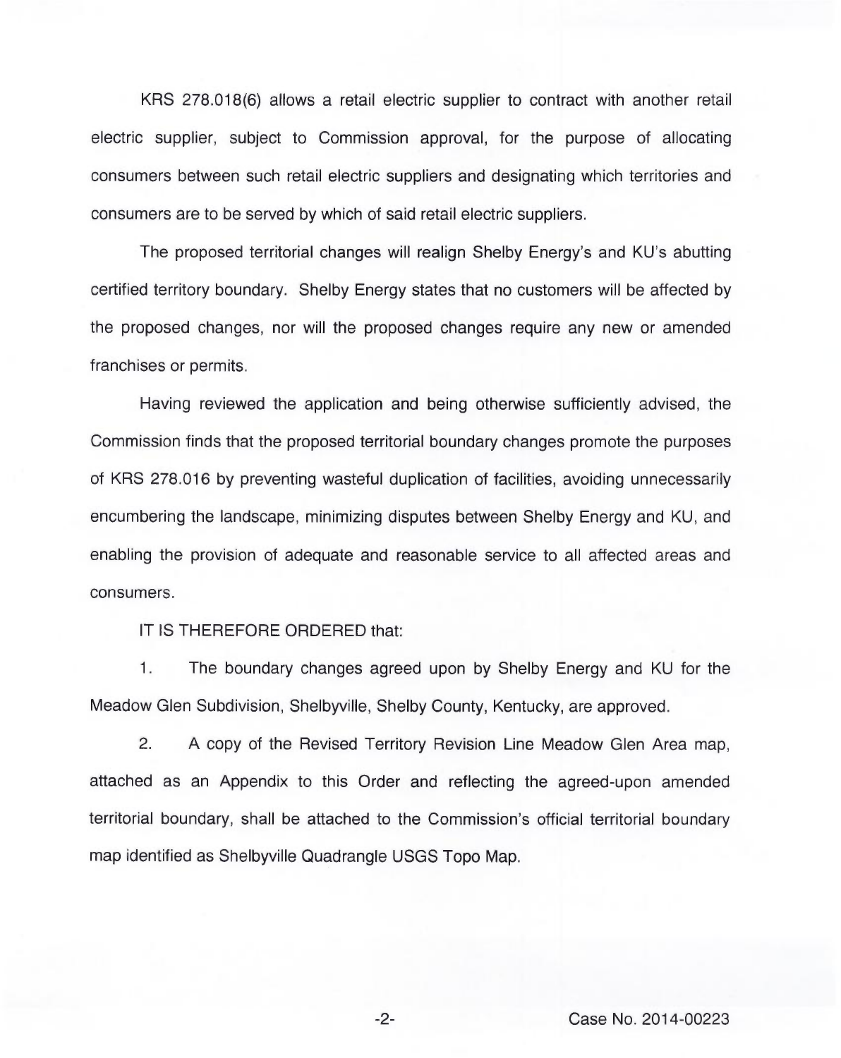KRS 278.018(6) allows a retail electric supplier to contract with another retail electric supplier, subject to Commission approval, for the purpose of allocating consumers between such retail electric suppliers and designating which territories and consumers are to be served by which of said retail electric suppliers.

The proposed territorial changes will realign Shelby Energy's and KU's abutting certified territory boundary. Shelby Energy states that no customers will be affected by the proposed changes, nor will the proposed changes require any new or amended franchises or permits.

Having reviewed the application and being otherwise sufficiently advised, the Commission finds that the proposed territorial boundary changes promote the purposes of KRS 278.016 by preventing wasteful duplication of facilities, avoiding unnecessarily encumbering the landscape, minimizing disputes between Shelby Energy and KU, and enabling the provision of adequate and reasonable service to all affected areas and consumers.

IT IS THEREFORE ORDERED that:

1. The boundary changes agreed upon by Shelby Energy and KU for the Meadow Glen Subdivision, Shelbyville, Shelby County, Kentucky, are approved.

2. A copy of the Revised Territory Revision Line Meadow Glen Area map, attached as an Appendix to this Order and reflecting the agreed-upon amended territorial boundary, shall be attached to the Commission's official territorial boundary map identified as Shelbyville Quadrangle USGS Topo Map.

Case No. 2014-00223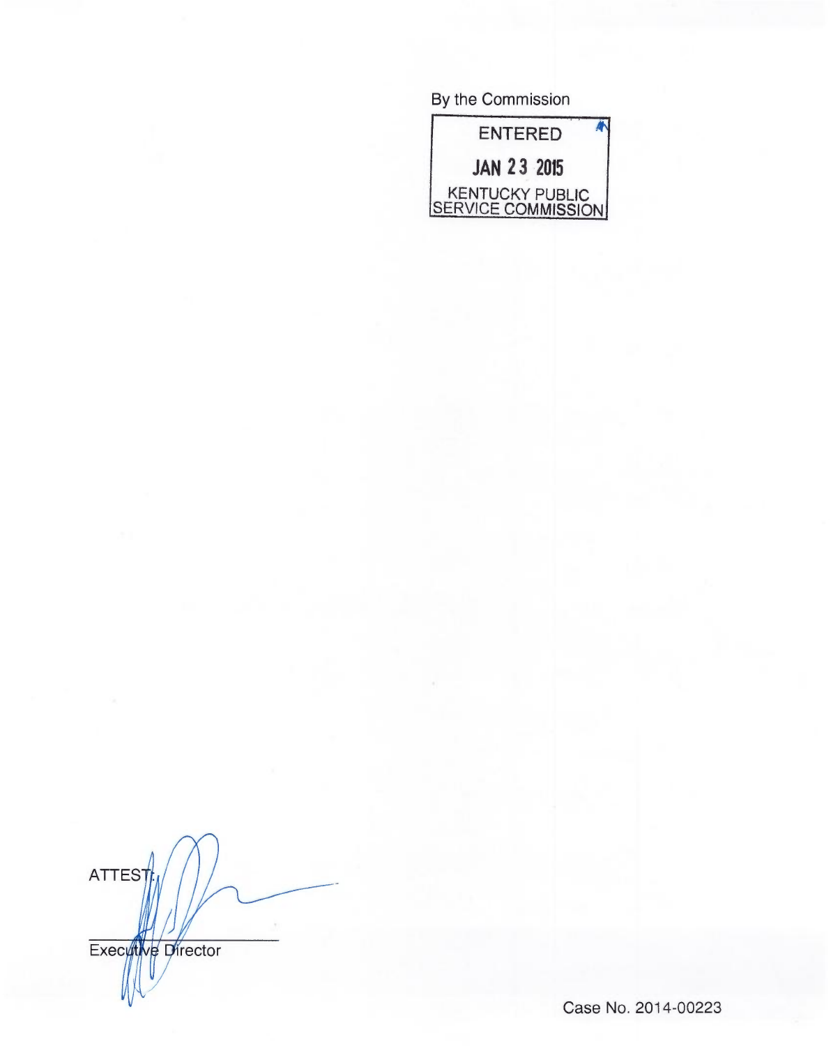By the Commission

ENTERED

JAN 23 2015

KENTUCKY PUBLIC SERVICE COMMISSION

ATTEST:

Executive Director

Case No. 2014-00223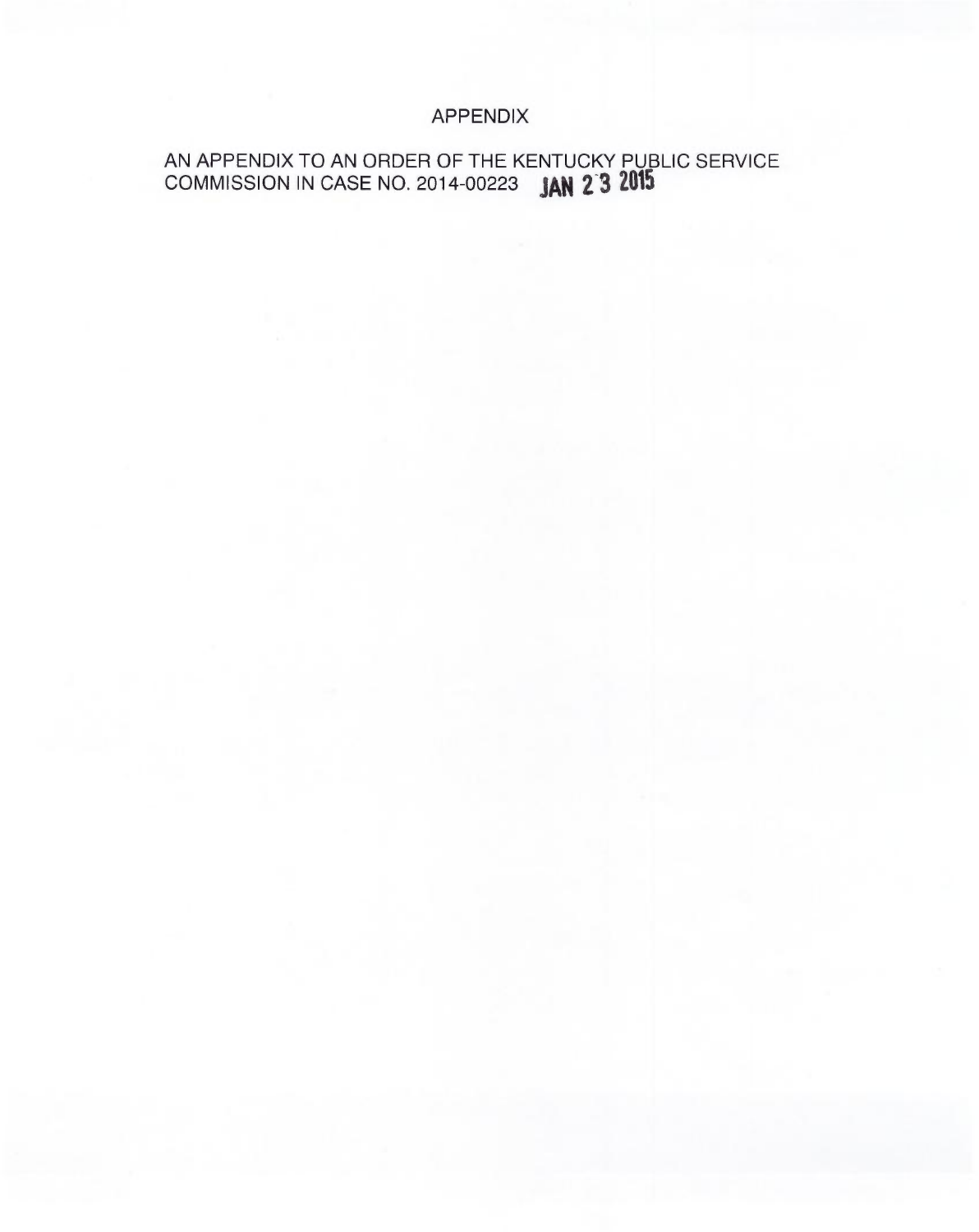# APPENDIX

AN APPENDIX TO AN ORDER OF THE KENTUCKY PUBLIC SERVICE COMMISSION IN CASE NO. 2014-00223 **JAN 2 3 2015**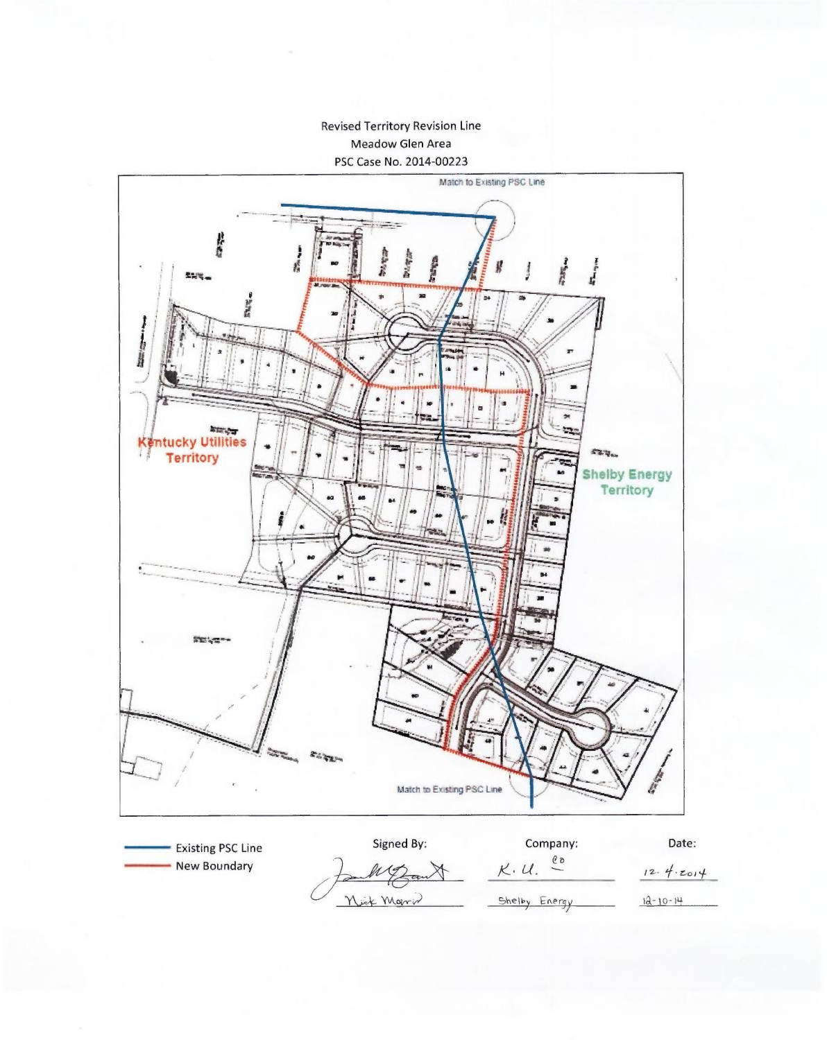Revised Territory Revision Line

Meadow Glen Area

PSC Case No. 2014-00223

Match to Existing PSC Line

Kentucky Utilities Territory

Shelby Energy Territory

Match to Existing PSC Line

- Existing PSC Line
- New Boundary

| Signed By: | Company: | Date: |
|---|---|---|
| [signature] | K.U. Co | 12-4-2014 |
| Nick Morris | Shelby Energy | 12-10-14 |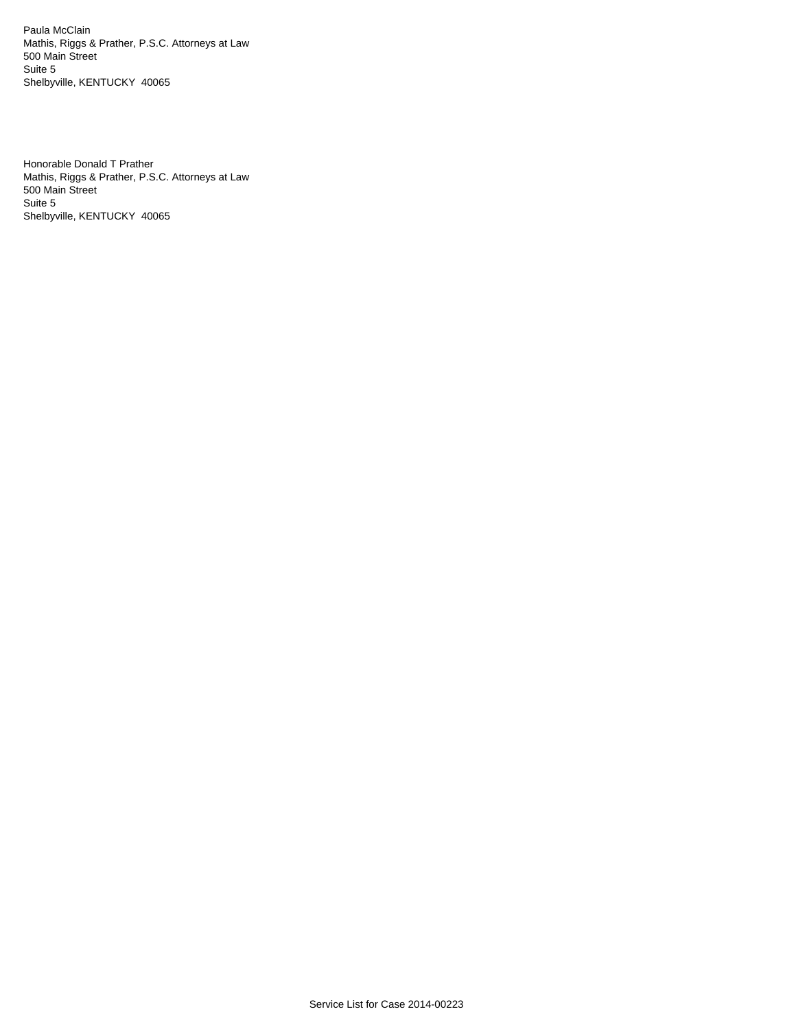Paula McClain
Mathis, Riggs & Prather, P.S.C. Attorneys at Law
500 Main Street
Suite 5
Shelbyville, KENTUCKY  40065

Honorable Donald T Prather
Mathis, Riggs & Prather, P.S.C. Attorneys at Law
500 Main Street
Suite 5
Shelbyville, KENTUCKY  40065

Service List for Case 2014-00223